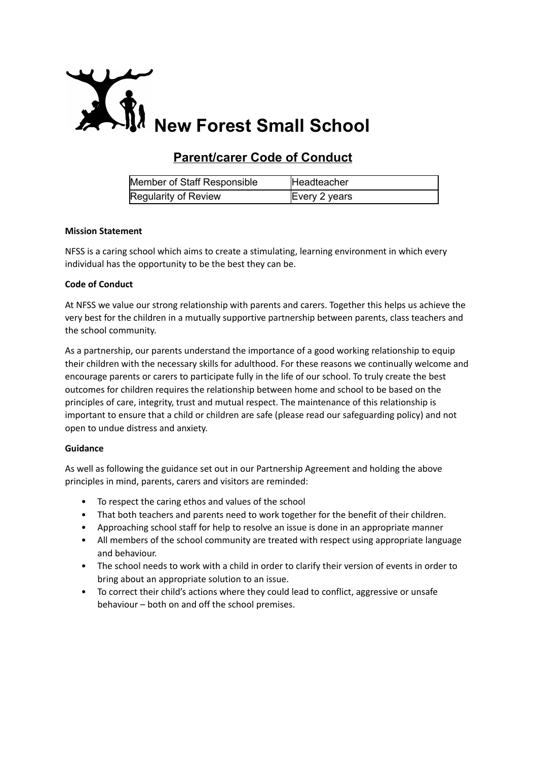# New Forest Small School

## Parent/carer Code of Conduct

| Member of Staff Responsible | Headteacher |
| --- | --- |
| Regularity of Review | Every 2 years |

**Mission Statement**

NFSS is a caring school which aims to create a stimulating, learning environment in which every individual has the opportunity to be the best they can be.

**Code of Conduct**

At NFSS we value our strong relationship with parents and carers. Together this helps us achieve the very best for the children in a mutually supportive partnership between parents, class teachers and the school community.

As a partnership, our parents understand the importance of a good working relationship to equip their children with the necessary skills for adulthood. For these reasons we continually welcome and encourage parents or carers to participate fully in the life of our school. To truly create the best outcomes for children requires the relationship between home and school to be based on the principles of care, integrity, trust and mutual respect. The maintenance of this relationship is important to ensure that a child or children are safe (please read our safeguarding policy) and not open to undue distress and anxiety.

**Guidance**

As well as following the guidance set out in our Partnership Agreement and holding the above principles in mind, parents, carers and visitors are reminded:

- To respect the caring ethos and values of the school
- That both teachers and parents need to work together for the benefit of their children.
- Approaching school staff for help to resolve an issue is done in an appropriate manner
- All members of the school community are treated with respect using appropriate language and behaviour.
- The school needs to work with a child in order to clarify their version of events in order to bring about an appropriate solution to an issue.
- To correct their child's actions where they could lead to conflict, aggressive or unsafe behaviour – both on and off the school premises.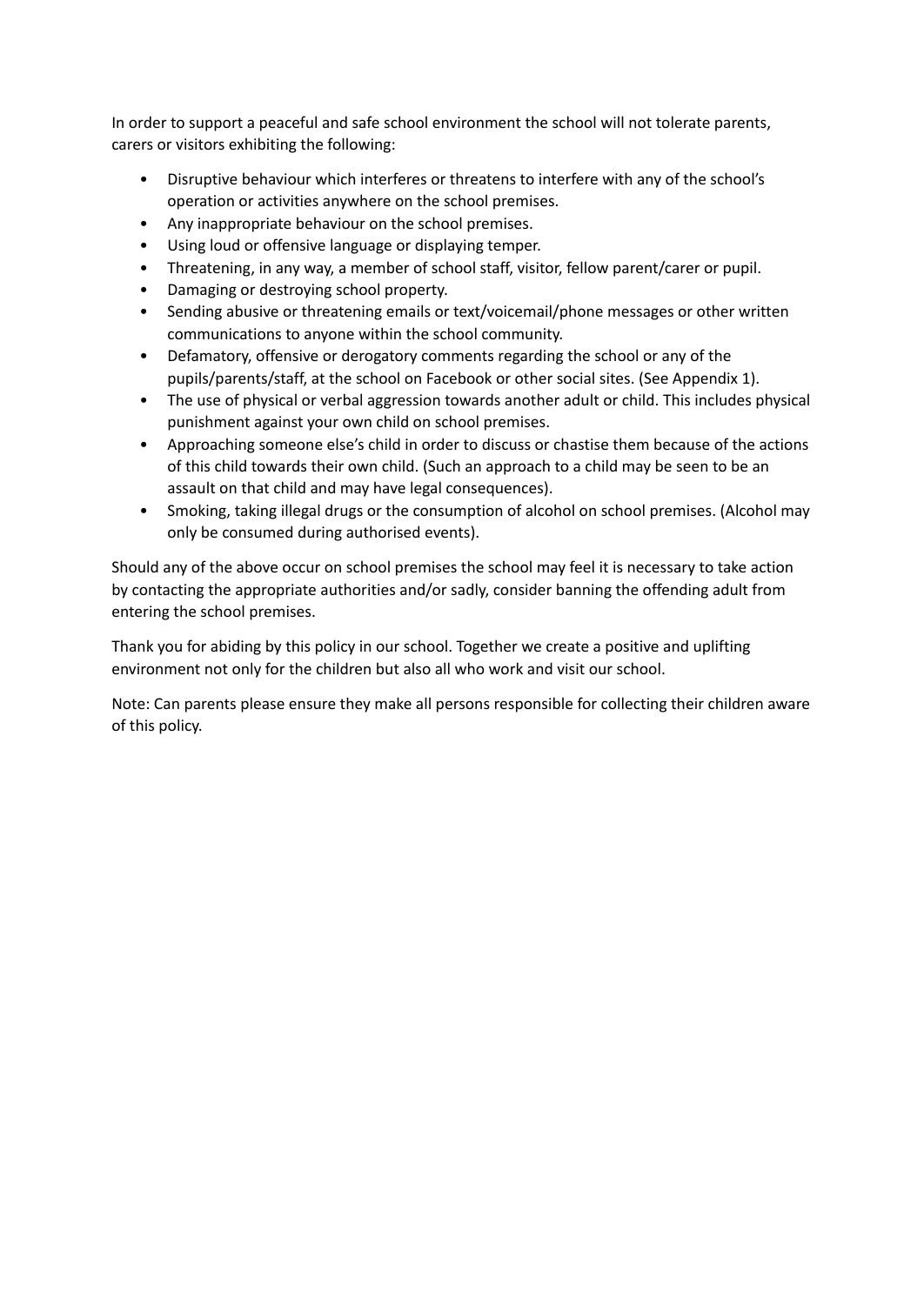In order to support a peaceful and safe school environment the school will not tolerate parents, carers or visitors exhibiting the following:

- Disruptive behaviour which interferes or threatens to interfere with any of the school's operation or activities anywhere on the school premises.
- Any inappropriate behaviour on the school premises.
- Using loud or offensive language or displaying temper.
- Threatening, in any way, a member of school staff, visitor, fellow parent/carer or pupil.
- Damaging or destroying school property.
- Sending abusive or threatening emails or text/voicemail/phone messages or other written communications to anyone within the school community.
- Defamatory, offensive or derogatory comments regarding the school or any of the pupils/parents/staff, at the school on Facebook or other social sites. (See Appendix 1).
- The use of physical or verbal aggression towards another adult or child. This includes physical punishment against your own child on school premises.
- Approaching someone else's child in order to discuss or chastise them because of the actions of this child towards their own child. (Such an approach to a child may be seen to be an assault on that child and may have legal consequences).
- Smoking, taking illegal drugs or the consumption of alcohol on school premises. (Alcohol may only be consumed during authorised events).

Should any of the above occur on school premises the school may feel it is necessary to take action by contacting the appropriate authorities and/or sadly, consider banning the offending adult from entering the school premises.

Thank you for abiding by this policy in our school. Together we create a positive and uplifting environment not only for the children but also all who work and visit our school.

Note: Can parents please ensure they make all persons responsible for collecting their children aware of this policy.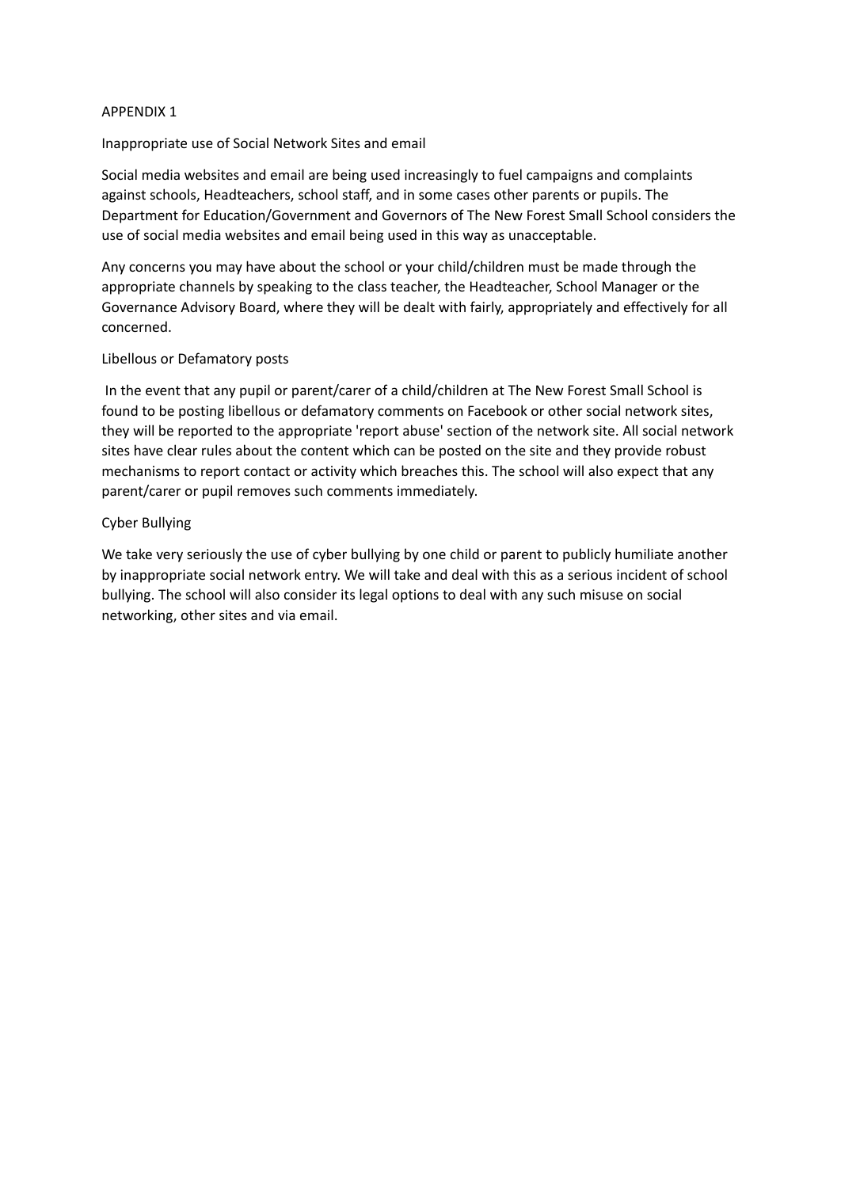# APPENDIX 1

## Inappropriate use of Social Network Sites and email

Social media websites and email are being used increasingly to fuel campaigns and complaints against schools, Headteachers, school staff, and in some cases other parents or pupils. The Department for Education/Government and Governors of The New Forest Small School considers the use of social media websites and email being used in this way as unacceptable.

Any concerns you may have about the school or your child/children must be made through the appropriate channels by speaking to the class teacher, the Headteacher, School Manager or the Governance Advisory Board, where they will be dealt with fairly, appropriately and effectively for all concerned.

## Libellous or Defamatory posts

In the event that any pupil or parent/carer of a child/children at The New Forest Small School is found to be posting libellous or defamatory comments on Facebook or other social network sites, they will be reported to the appropriate 'report abuse' section of the network site. All social network sites have clear rules about the content which can be posted on the site and they provide robust mechanisms to report contact or activity which breaches this. The school will also expect that any parent/carer or pupil removes such comments immediately.

## Cyber Bullying

We take very seriously the use of cyber bullying by one child or parent to publicly humiliate another by inappropriate social network entry. We will take and deal with this as a serious incident of school bullying. The school will also consider its legal options to deal with any such misuse on social networking, other sites and via email.